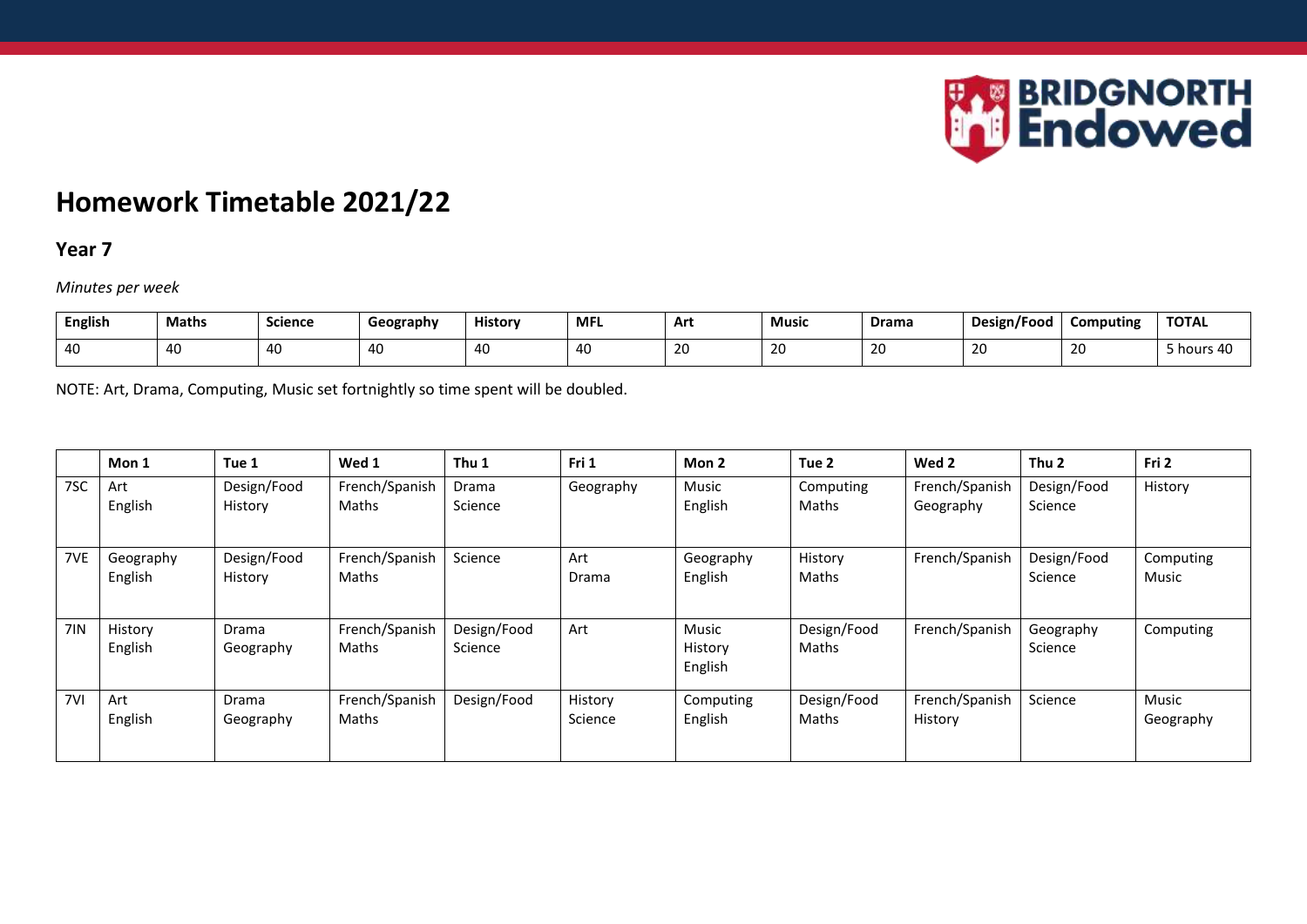# Homework Timetable 2021/22

## Year 7

*Minutes per week*

| English | Maths | Science | Geography | History | MFL | Art | Music | Drama | Design/Food | Computing | TOTAL |
|---|---|---|---|---|---|---|---|---|---|---|---|
| 40 | 40 | 40 | 40 | 40 | 40 | 20 | 20 | 20 | 20 | 20 | 5 hours 40 |

NOTE: Art, Drama, Computing, Music set fortnightly so time spent will be doubled.

| | Mon 1 | Tue 1 | Wed 1 | Thu 1 | Fri 1 | Mon 2 | Tue 2 | Wed 2 | Thu 2 | Fri 2 |
|---|---|---|---|---|---|---|---|---|---|---|
| 7SC | Art<br>English | Design/Food<br>History | French/Spanish<br>Maths | Drama<br>Science | Geography | Music<br>English | Computing<br>Maths | French/Spanish<br>Geography | Design/Food<br>Science | History |
| 7VE | Geography<br>English | Design/Food<br>History | French/Spanish<br>Maths | Science | Art<br>Drama | Geography<br>English | History<br>Maths | French/Spanish | Design/Food<br>Science | Computing<br>Music |
| 7IN | History<br>English | Drama<br>Geography | French/Spanish<br>Maths | Design/Food<br>Science | Art | Music<br>History<br>English | Design/Food<br>Maths | French/Spanish | Geography<br>Science | Computing |
| 7VI | Art<br>English | Drama<br>Geography | French/Spanish<br>Maths | Design/Food | History<br>Science | Computing<br>English | Design/Food<br>Maths | French/Spanish<br>History | Science | Music<br>Geography |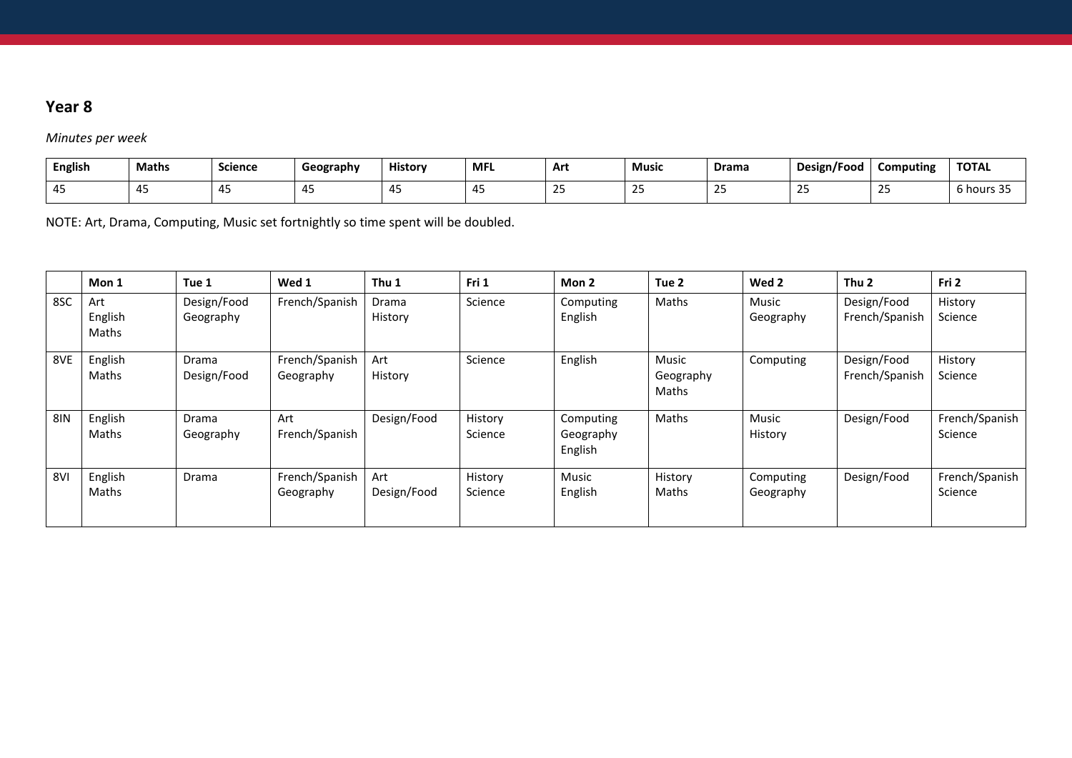## Year 8

*Minutes per week*

| English | Maths | Science | Geography | History | MFL | Art | Music | Drama | Design/Food | Computing | TOTAL |
|---|---|---|---|---|---|---|---|---|---|---|---|
| 45 | 45 | 45 | 45 | 45 | 45 | 25 | 25 | 25 | 25 | 25 | 6 hours 35 |

NOTE: Art, Drama, Computing, Music set fortnightly so time spent will be doubled.

| | Mon 1 | Tue 1 | Wed 1 | Thu 1 | Fri 1 | Mon 2 | Tue 2 | Wed 2 | Thu 2 | Fri 2 |
|---|---|---|---|---|---|---|---|---|---|---|
| 8SC | Art<br>English<br>Maths | Design/Food<br>Geography | French/Spanish | Drama<br>History | Science | Computing<br>English | Maths | Music<br>Geography | Design/Food<br>French/Spanish | History<br>Science |
| 8VE | English<br>Maths | Drama<br>Design/Food | French/Spanish<br>Geography | Art<br>History | Science | English | Music<br>Geography<br>Maths | Computing | Design/Food<br>French/Spanish | History<br>Science |
| 8IN | English<br>Maths | Drama<br>Geography | Art<br>French/Spanish | Design/Food | History<br>Science | Computing<br>Geography<br>English | Maths | Music<br>History | Design/Food | French/Spanish<br>Science |
| 8VI | English<br>Maths | Drama | French/Spanish<br>Geography | Art<br>Design/Food | History<br>Science | Music<br>English | History<br>Maths | Computing<br>Geography | Design/Food | French/Spanish<br>Science |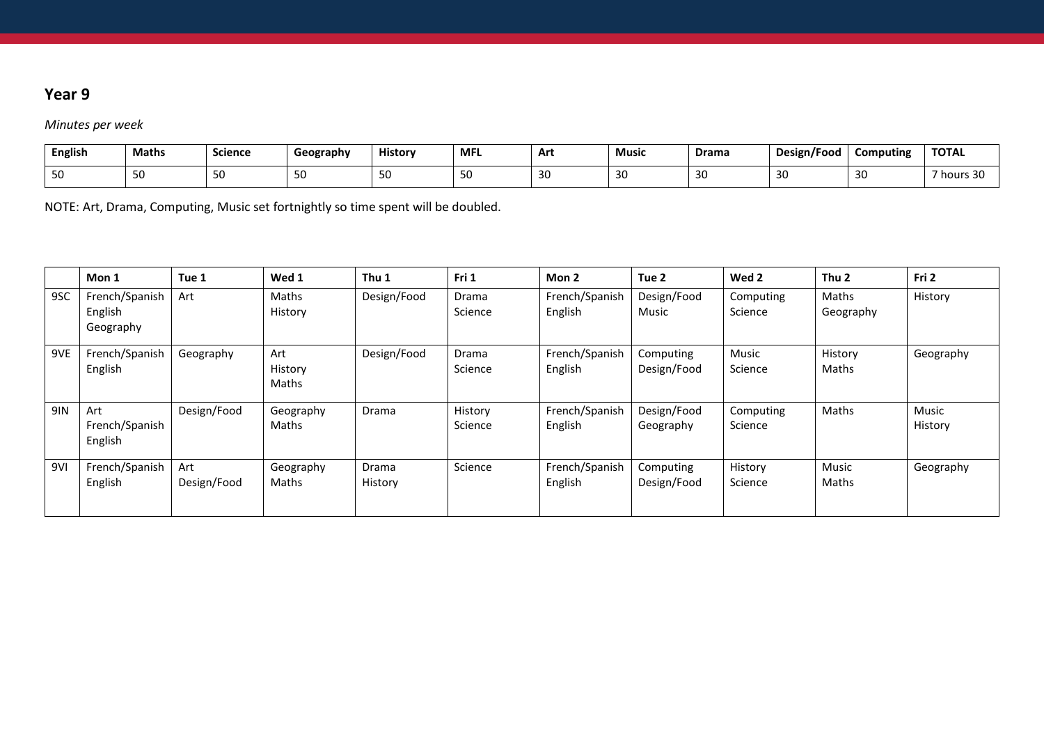## Year 9

*Minutes per week*

| English | Maths | Science | Geography | History | MFL | Art | Music | Drama | Design/Food | Computing | TOTAL |
|---|---|---|---|---|---|---|---|---|---|---|---|
| 50 | 50 | 50 | 50 | 50 | 50 | 30 | 30 | 30 | 30 | 30 | 7 hours 30 |

NOTE: Art, Drama, Computing, Music set fortnightly so time spent will be doubled.

| | Mon 1 | Tue 1 | Wed 1 | Thu 1 | Fri 1 | Mon 2 | Tue 2 | Wed 2 | Thu 2 | Fri 2 |
|---|---|---|---|---|---|---|---|---|---|---|
| 9SC | French/Spanish<br>English<br>Geography | Art | Maths<br>History | Design/Food | Drama<br>Science | French/Spanish<br>English | Design/Food<br>Music | Computing<br>Science | Maths<br>Geography | History |
| 9VE | French/Spanish<br>English | Geography | Art<br>History<br>Maths | Design/Food | Drama<br>Science | French/Spanish<br>English | Computing<br>Design/Food | Music<br>Science | History<br>Maths | Geography |
| 9IN | Art<br>French/Spanish<br>English | Design/Food | Geography<br>Maths | Drama | History<br>Science | French/Spanish<br>English | Design/Food<br>Geography | Computing<br>Science | Maths | Music<br>History |
| 9VI | French/Spanish<br>English | Art<br>Design/Food | Geography<br>Maths | Drama<br>History | Science | French/Spanish<br>English | Computing<br>Design/Food | History<br>Science | Music<br>Maths | Geography |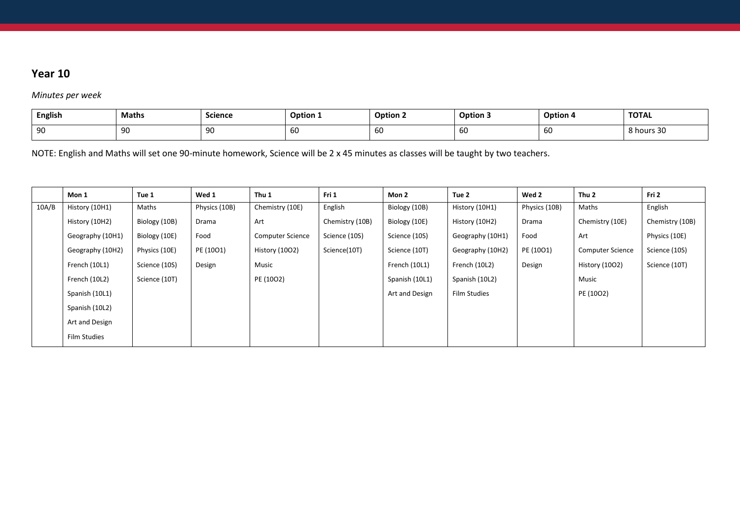## Year 10

*Minutes per week*

| English | Maths | Science | Option 1 | Option 2 | Option 3 | Option 4 | TOTAL |
|---|---|---|---|---|---|---|---|
| 90 | 90 | 90 | 60 | 60 | 60 | 60 | 8 hours 30 |

NOTE: English and Maths will set one 90-minute homework, Science will be 2 x 45 minutes as classes will be taught by two teachers.

| | Mon 1 | Tue 1 | Wed 1 | Thu 1 | Fri 1 | Mon 2 | Tue 2 | Wed 2 | Thu 2 | Fri 2 |
|---|---|---|---|---|---|---|---|---|---|---|
| 10A/B | History (10H1) | Maths | Physics (10B) | Chemistry (10E) | English | Biology (10B) | History (10H1) | Physics (10B) | Maths | English |
| | History (10H2) | Biology (10B) | Drama | Art | Chemistry (10B) | Biology (10E) | History (10H2) | Drama | Chemistry (10E) | Chemistry (10B) |
| | Geography (10H1) | Biology (10E) | Food | Computer Science | Science (10S) | Science (10S) | Geography (10H1) | Food | Art | Physics (10E) |
| | Geography (10H2) | Physics (10E) | PE (10O1) | History (10O2) | Science(10T) | Science (10T) | Geography (10H2) | PE (10O1) | Computer Science | Science (10S) |
| | French (10L1) | Science (10S) | Design | Music | | French (10L1) | French (10L2) | Design | History (10O2) | Science (10T) |
| | French (10L2) | Science (10T) | | PE (10O2) | | Spanish (10L1) | Spanish (10L2) | | Music | |
| | Spanish (10L1) | | | | | Art and Design | Film Studies | | PE (10O2) | |
| | Spanish (10L2) | | | | | | | | | |
| | Art and Design | | | | | | | | | |
| | Film Studies | | | | | | | | | |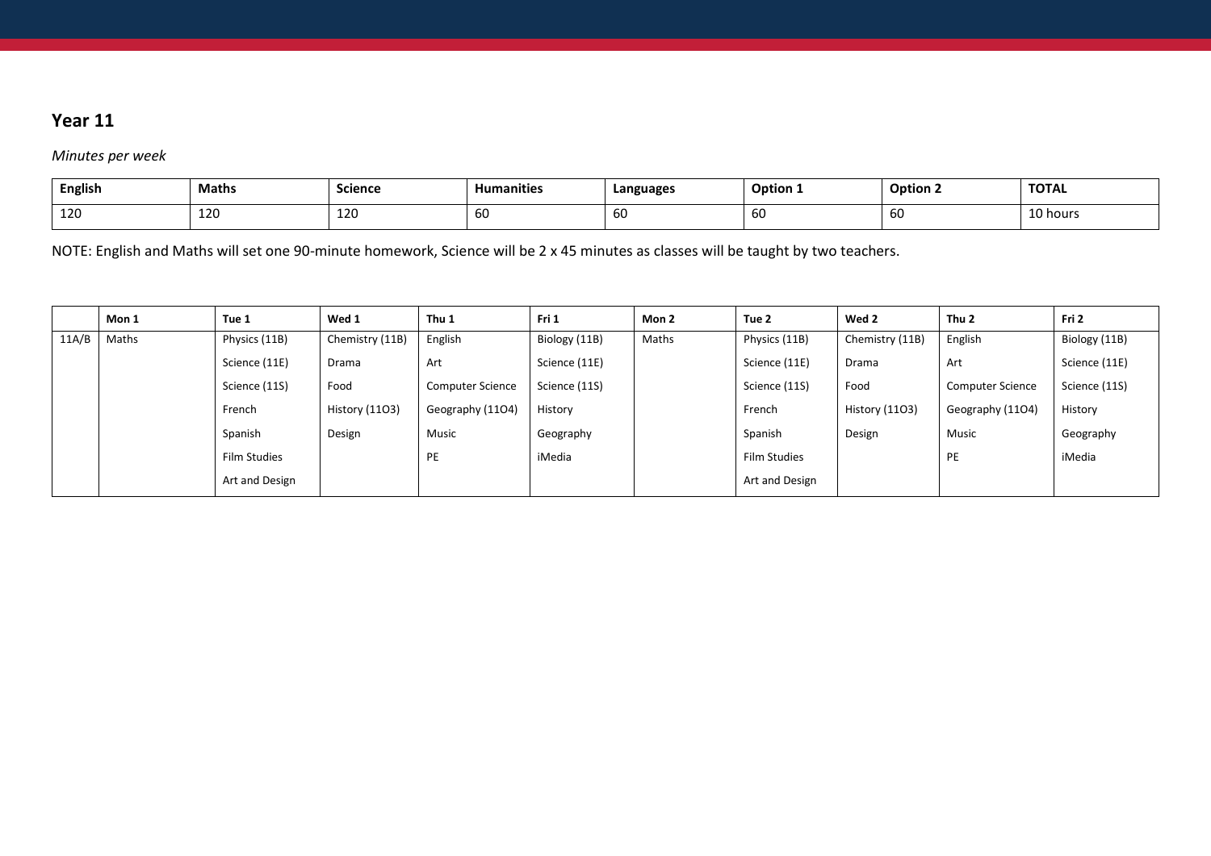## Year 11

*Minutes per week*

| English | Maths | Science | Humanities | Languages | Option 1 | Option 2 | TOTAL |
|---|---|---|---|---|---|---|---|
| 120 | 120 | 120 | 60 | 60 | 60 | 60 | 10 hours |

NOTE: English and Maths will set one 90-minute homework, Science will be 2 x 45 minutes as classes will be taught by two teachers.

| | Mon 1 | Tue 1 | Wed 1 | Thu 1 | Fri 1 | Mon 2 | Tue 2 | Wed 2 | Thu 2 | Fri 2 |
|---|---|---|---|---|---|---|---|---|---|---|
| 11A/B | Maths | Physics (11B) | Chemistry (11B) | English | Biology (11B) | Maths | Physics (11B) | Chemistry (11B) | English | Biology (11B) |
| | | Science (11E) | Drama | Art | Science (11E) | | Science (11E) | Drama | Art | Science (11E) |
| | | Science (11S) | Food | Computer Science | Science (11S) | | Science (11S) | Food | Computer Science | Science (11S) |
| | | French | History (11O3) | Geography (11O4) | History | | French | History (11O3) | Geography (11O4) | History |
| | | Spanish | Design | Music | Geography | | Spanish | Design | Music | Geography |
| | | Film Studies | | PE | iMedia | | Film Studies | | PE | iMedia |
| | | Art and Design | | | | | Art and Design | | | |